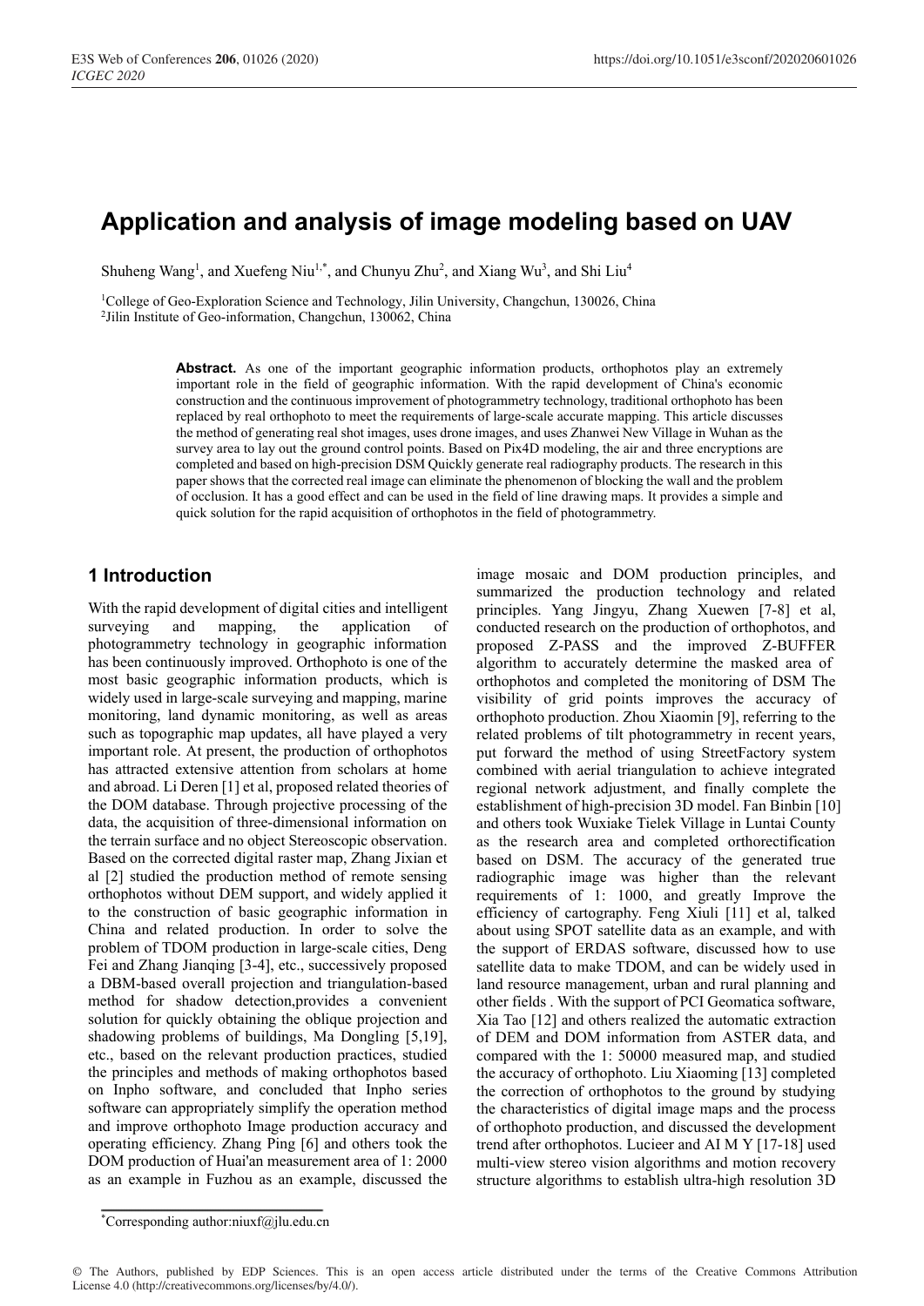# Application and analysis of image modeling based on UAV

Shuheng Wang[1], and Xuefeng Niu[1,*], and Chunyu Zhu[2], and Xiang Wu[3], and Shi Liu[4]

[1]College of Geo-Exploration Science and Technology, Jilin University, Changchun, 130026, China
[2]Jilin Institute of Geo-information, Changchun, 130062, China

**Abstract.** As one of the important geographic information products, orthophotos play an extremely important role in the field of geographic information. With the rapid development of China's economic construction and the continuous improvement of photogrammetry technology, traditional orthophoto has been replaced by real orthophoto to meet the requirements of large-scale accurate mapping. This article discusses the method of generating real shot images, uses drone images, and uses Zhanwei New Village in Wuhan as the survey area to lay out the ground control points. Based on Pix4D modeling, the air and three encryptions are completed and based on high-precision DSM Quickly generate real radiography products. The research in this paper shows that the corrected real image can eliminate the phenomenon of blocking the wall and the problem of occlusion. It has a good effect and can be used in the field of line drawing maps. It provides a simple and quick solution for the rapid acquisition of orthophotos in the field of photogrammetry.

## 1 Introduction

With the rapid development of digital cities and intelligent surveying and mapping, the application of photogrammetry technology in geographic information has been continuously improved. Orthophoto is one of the most basic geographic information products, which is widely used in large-scale surveying and mapping, marine monitoring, land dynamic monitoring, as well as areas such as topographic map updates, all have played a very important role. At present, the production of orthophotos has attracted extensive attention from scholars at home and abroad. Li Deren [1] et al, proposed related theories of the DOM database. Through projective processing of the data, the acquisition of three-dimensional information on the terrain surface and no object Stereoscopic observation. Based on the corrected digital raster map, Zhang Jixian et al [2] studied the production method of remote sensing orthophotos without DEM support, and widely applied it to the construction of basic geographic information in China and related production. In order to solve the problem of TDOM production in large-scale cities, Deng Fei and Zhang Jianqing [3-4], etc., successively proposed a DBM-based overall projection and triangulation-based method for shadow detection,provides a convenient solution for quickly obtaining the oblique projection and shadowing problems of buildings, Ma Dongling [5,19], etc., based on the relevant production practices, studied the principles and methods of making orthophotos based on Inpho software, and concluded that Inpho series software can appropriately simplify the operation method and improve orthophoto Image production accuracy and operating efficiency. Zhang Ping [6] and others took the DOM production of Huai'an measurement area of 1: 2000 as an example in Fuzhou as an example, discussed the image mosaic and DOM production principles, and summarized the production technology and related principles. Yang Jingyu, Zhang Xuewen [7-8] et al, conducted research on the production of orthophotos, and proposed Z-PASS and the improved Z-BUFFER algorithm to accurately determine the masked area of orthophotos and completed the monitoring of DSM The visibility of grid points improves the accuracy of orthophoto production. Zhou Xiaomin [9], referring to the related problems of tilt photogrammetry in recent years, put forward the method of using StreetFactory system combined with aerial triangulation to achieve integrated regional network adjustment, and finally complete the establishment of high-precision 3D model. Fan Binbin [10] and others took Wuxiake Tielek Village in Luntai County as the research area and completed orthorectification based on DSM. The accuracy of the generated true radiographic image was higher than the relevant requirements of 1: 1000, and greatly Improve the efficiency of cartography. Feng Xiuli [11] et al, talked about using SPOT satellite data as an example, and with the support of ERDAS software, discussed how to use satellite data to make TDOM, and can be widely used in land resource management, urban and rural planning and other fields . With the support of PCI Geomatica software, Xia Tao [12] and others realized the automatic extraction of DEM and DOM information from ASTER data, and compared with the 1: 50000 measured map, and studied the accuracy of orthophoto. Liu Xiaoming [13] completed the correction of orthophotos to the ground by studying the characteristics of digital image maps and the process of orthophoto production, and discussed the development trend after orthophotos. Lucieer and AI M Y [17-18] used multi-view stereo vision algorithms and motion recovery structure algorithms to establish ultra-high resolution 3D

*Corresponding author:niuxf@jlu.edu.cn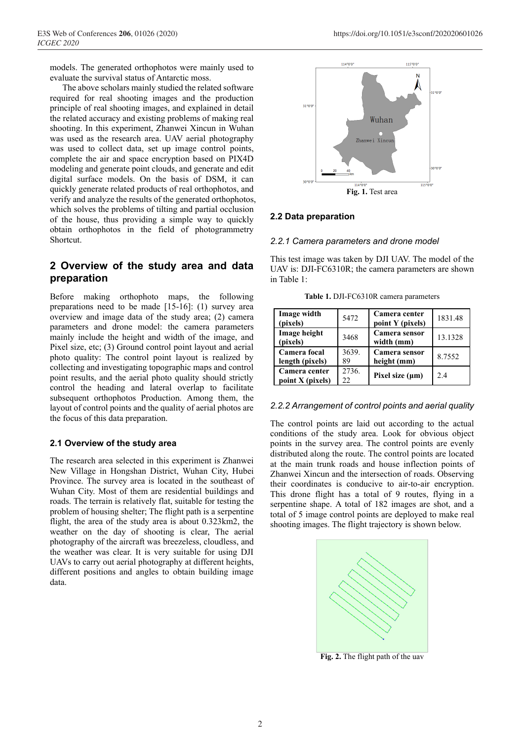models. The generated orthophotos were mainly used to evaluate the survival status of Antarctic moss.

The above scholars mainly studied the related software required for real shooting images and the production principle of real shooting images, and explained in detail the related accuracy and existing problems of making real shooting. In this experiment, Zhanwei Xincun in Wuhan was used as the research area. UAV aerial photography was used to collect data, set up image control points, complete the air and space encryption based on PIX4D modeling and generate point clouds, and generate and edit digital surface models. On the basis of DSM, it can quickly generate related products of real orthophotos, and verify and analyze the results of the generated orthophotos, which solves the problems of tilting and partial occlusion of the house, thus providing a simple way to quickly obtain orthophotos in the field of photogrammetry Shortcut.

## 2 Overview of the study area and data preparation

Before making orthophoto maps, the following preparations need to be made [15-16]: (1) survey area overview and image data of the study area; (2) camera parameters and drone model: the camera parameters mainly include the height and width of the image, and Pixel size, etc; (3) Ground control point layout and aerial photo quality: The control point layout is realized by collecting and investigating topographic maps and control point results, and the aerial photo quality should strictly control the heading and lateral overlap to facilitate subsequent orthophotos Production. Among them, the layout of control points and the quality of aerial photos are the focus of this data preparation.

### 2.1 Overview of the study area

The research area selected in this experiment is Zhanwei New Village in Hongshan District, Wuhan City, Hubei Province. The survey area is located in the southeast of Wuhan City. Most of them are residential buildings and roads. The terrain is relatively flat, suitable for testing the problem of housing shelter; The flight path is a serpentine flight, the area of the study area is about 0.323km2, the weather on the day of shooting is clear, The aerial photography of the aircraft was breezeless, cloudless, and the weather was clear. It is very suitable for using DJI UAVs to carry out aerial photography at different heights, different positions and angles to obtain building image data.

**Fig. 1.** Test area

### 2.2 Data preparation

#### *2.2.1 Camera parameters and drone model*

This test image was taken by DJI UAV. The model of the UAV is: DJI-FC6310R; the camera parameters are shown in Table 1:

**Table 1.** DJI-FC6310R camera parameters

| **Image width (pixels)** | 5472 | **Camera center point Y (pixels)** | 1831.48 |
|---|---|---|---|
| **Image height (pixels)** | 3468 | **Camera sensor width (mm)** | 13.1328 |
| **Camera focal length (pixels)** | 3639.89 | **Camera sensor height (mm)** | 8.7552 |
| **Camera center point X (pixels)** | 2736.22 | **Pixel size (μm)** | 2.4 |

#### *2.2.2 Arrangement of control points and aerial quality*

The control points are laid out according to the actual conditions of the study area. Look for obvious object points in the survey area. The control points are evenly distributed along the route. The control points are located at the main trunk roads and house inflection points of Zhanwei Xincun and the intersection of roads. Observing their coordinates is conducive to air-to-air encryption. This drone flight has a total of 9 routes, flying in a serpentine shape. A total of 182 images are shot, and a total of 5 image control points are deployed to make real shooting images. The flight trajectory is shown below.

**Fig. 2.** The flight path of the uav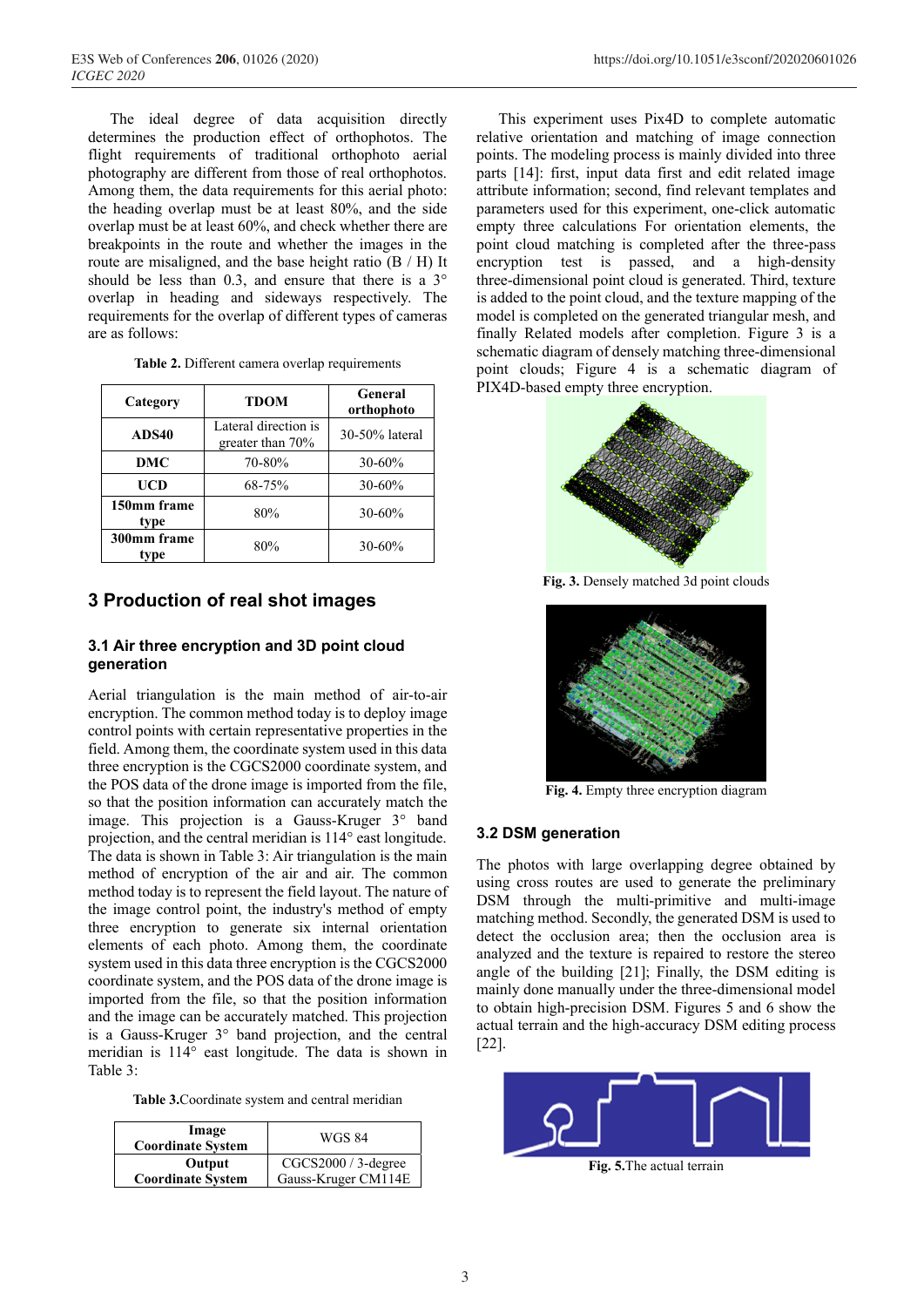The ideal degree of data acquisition directly determines the production effect of orthophotos. The flight requirements of traditional orthophoto aerial photography are different from those of real orthophotos. Among them, the data requirements for this aerial photo: the heading overlap must be at least 80%, and the side overlap must be at least 60%, and check whether there are breakpoints in the route and whether the images in the route are misaligned, and the base height ratio (B / H) It should be less than 0.3, and ensure that there is a 3° overlap in heading and sideways respectively. The requirements for the overlap of different types of cameras are as follows:

**Table 2.** Different camera overlap requirements

| Category | TDOM | General orthophoto |
| --- | --- | --- |
| ADS40 | Lateral direction is greater than 70% | 30-50% lateral |
| DMC | 70-80% | 30-60% |
| UCD | 68-75% | 30-60% |
| 150mm frame type | 80% | 30-60% |
| 300mm frame type | 80% | 30-60% |

## 3 Production of real shot images

### 3.1 Air three encryption and 3D point cloud generation

Aerial triangulation is the main method of air-to-air encryption. The common method today is to deploy image control points with certain representative properties in the field. Among them, the coordinate system used in this data three encryption is the CGCS2000 coordinate system, and the POS data of the drone image is imported from the file, so that the position information can accurately match the image. This projection is a Gauss-Kruger 3° band projection, and the central meridian is 114° east longitude. The data is shown in Table 3: Air triangulation is the main method of encryption of the air and air. The common method today is to represent the field layout. The nature of the image control point, the industry's method of empty three encryption to generate six internal orientation elements of each photo. Among them, the coordinate system used in this data three encryption is the CGCS2000 coordinate system, and the POS data of the drone image is imported from the file, so that the position information and the image can be accurately matched. This projection is a Gauss-Kruger 3° band projection, and the central meridian is 114° east longitude. The data is shown in Table 3:

**Table 3.**Coordinate system and central meridian

| Image Coordinate System | WGS 84 |
| --- | --- |
| Output Coordinate System | CGCS2000 / 3-degree Gauss-Kruger CM114E |

This experiment uses Pix4D to complete automatic relative orientation and matching of image connection points. The modeling process is mainly divided into three parts [14]: first, input data first and edit related image attribute information; second, find relevant templates and parameters used for this experiment, one-click automatic empty three calculations For orientation elements, the point cloud matching is completed after the three-pass encryption test is passed, and a high-density three-dimensional point cloud is generated. Third, texture is added to the point cloud, and the texture mapping of the model is completed on the generated triangular mesh, and finally Related models after completion. Figure 3 is a schematic diagram of densely matching three-dimensional point clouds; Figure 4 is a schematic diagram of PIX4D-based empty three encryption.

**Fig. 3.** Densely matched 3d point clouds

**Fig. 4.** Empty three encryption diagram

### 3.2 DSM generation

The photos with large overlapping degree obtained by using cross routes are used to generate the preliminary DSM through the multi-primitive and multi-image matching method. Secondly, the generated DSM is used to detect the occlusion area; then the occlusion area is analyzed and the texture is repaired to restore the stereo angle of the building [21]; Finally, the DSM editing is mainly done manually under the three-dimensional model to obtain high-precision DSM. Figures 5 and 6 show the actual terrain and the high-accuracy DSM editing process [22].

**Fig. 5.**The actual terrain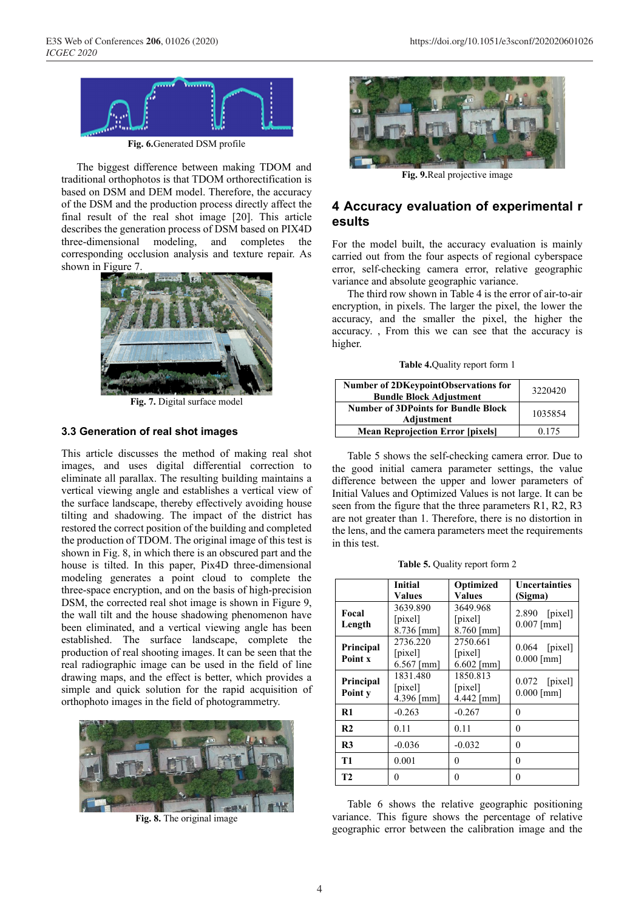Fig. 6.Generated DSM profile

The biggest difference between making TDOM and traditional orthophotos is that TDOM orthorectification is based on DSM and DEM model. Therefore, the accuracy of the DSM and the production process directly affect the final result of the real shot image [20]. This article describes the generation process of DSM based on PIX4D three-dimensional modeling, and completes the corresponding occlusion analysis and texture repair. As shown in Figure 7.

Fig. 7. Digital surface model

### 3.3 Generation of real shot images

This article discusses the method of making real shot images, and uses digital differential correction to eliminate all parallax. The resulting building maintains a vertical viewing angle and establishes a vertical view of the surface landscape, thereby effectively avoiding house tilting and shadowing. The impact of the district has restored the correct position of the building and completed the production of TDOM. The original image of this test is shown in Fig. 8, in which there is an obscured part and the house is tilted. In this paper, Pix4D three-dimensional modeling generates a point cloud to complete the three-space encryption, and on the basis of high-precision DSM, the corrected real shot image is shown in Figure 9, the wall tilt and the house shadowing phenomenon have been eliminated, and a vertical viewing angle has been established. The surface landscape, complete the production of real shooting images. It can be seen that the real radiographic image can be used in the field of line drawing maps, and the effect is better, which provides a simple and quick solution for the rapid acquisition of orthophoto images in the field of photogrammetry.

Fig. 8. The original image

Fig. 9.Real projective image

## 4 Accuracy evaluation of experimental r esults

For the model built, the accuracy evaluation is mainly carried out from the four aspects of regional cyberspace error, self-checking camera error, relative geographic variance and absolute geographic variance.

The third row shown in Table 4 is the error of air-to-air encryption, in pixels. The larger the pixel, the lower the accuracy, and the smaller the pixel, the higher the accuracy. , From this we can see that the accuracy is higher.

**Table 4.**Quality report form 1

| | |
|---|---|
| **Number of 2DKeypointObservations for Bundle Block Adjustment** | 3220420 |
| **Number of 3DPoints for Bundle Block Adjustment** | 1035854 |
| **Mean Reprojection Error [pixels]** | 0.175 |

Table 5 shows the self-checking camera error. Due to the good initial camera parameter settings, the value difference between the upper and lower parameters of Initial Values and Optimized Values is not large. It can be seen from the figure that the three parameters R1, R2, R3 are not greater than 1. Therefore, there is no distortion in the lens, and the camera parameters meet the requirements in this test.

**Table 5.** Quality report form 2

| | **Initial Values** | **Optimized Values** | **Uncertainties (Sigma)** |
|---|---|---|---|
| **Focal Length** | 3639.890 [pixel] 8.736 [mm] | 3649.968 [pixel] 8.760 [mm] | 2.890 [pixel] 0.007 [mm] |
| **Principal Point x** | 2736.220 [pixel] 6.567 [mm] | 2750.661 [pixel] 6.602 [mm] | 0.064 [pixel] 0.000 [mm] |
| **Principal Point y** | 1831.480 [pixel] 4.396 [mm] | 1850.813 [pixel] 4.442 [mm] | 0.072 [pixel] 0.000 [mm] |
| **R1** | -0.263 | -0.267 | 0 |
| **R2** | 0.11 | 0.11 | 0 |
| **R3** | -0.036 | -0.032 | 0 |
| **T1** | 0.001 | 0 | 0 |
| **T2** | 0 | 0 | 0 |

Table 6 shows the relative geographic positioning variance. This figure shows the percentage of relative geographic error between the calibration image and the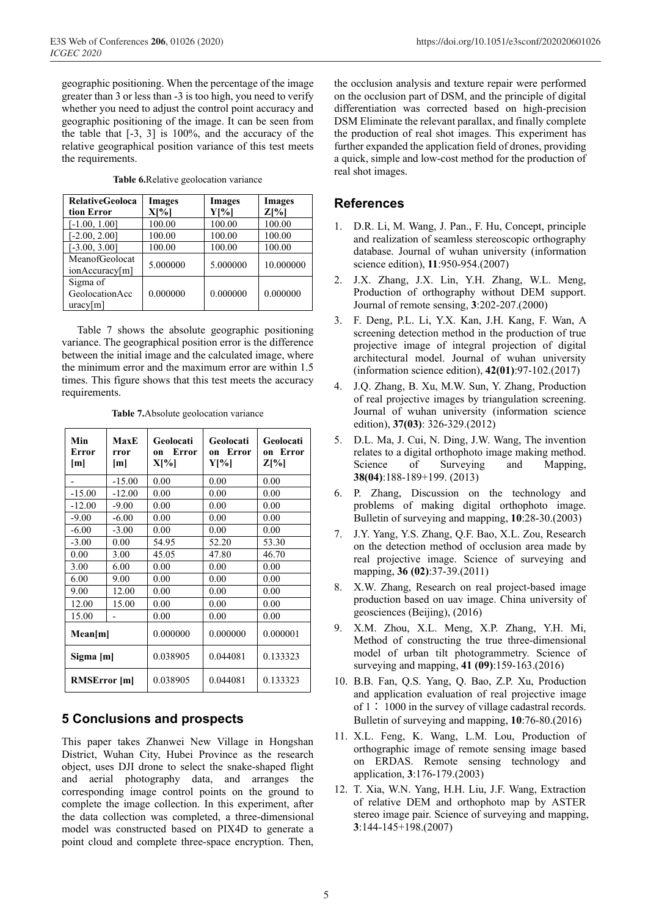geographic positioning. When the percentage of the image greater than 3 or less than -3 is too high, you need to verify whether you need to adjust the control point accuracy and geographic positioning of the image. It can be seen from the table that [-3, 3] is 100%, and the accuracy of the relative geographical position variance of this test meets the requirements.

**Table 6.**Relative geolocation variance

| RelativeGeolocation Error | Images X[%] | Images Y[%] | Images Z[%] |
|---|---|---|---|
| [-1.00, 1.00] | 100.00 | 100.00 | 100.00 |
| [-2.00, 2.00] | 100.00 | 100.00 | 100.00 |
| [-3.00, 3.00] | 100.00 | 100.00 | 100.00 |
| MeanofGeolocationAccuracy[m] | 5.000000 | 5.000000 | 10.000000 |
| Sigma of GeolocationAccuracy[m] | 0.000000 | 0.000000 | 0.000000 |

Table 7 shows the absolute geographic positioning variance. The geographical position error is the difference between the initial image and the calculated image, where the minimum error and the maximum error are within 1.5 times. This figure shows that this test meets the accuracy requirements.

**Table 7.**Absolute geolocation variance

| Min Error [m] | MaxError [m] | Geolocation Error X[%] | Geolocation Error Y[%] | Geolocation Error Z[%] |
|---|---|---|---|---|
| - | -15.00 | 0.00 | 0.00 | 0.00 |
| -15.00 | -12.00 | 0.00 | 0.00 | 0.00 |
| -12.00 | -9.00 | 0.00 | 0.00 | 0.00 |
| -9.00 | -6.00 | 0.00 | 0.00 | 0.00 |
| -6.00 | -3.00 | 0.00 | 0.00 | 0.00 |
| -3.00 | 0.00 | 54.95 | 52.20 | 53.30 |
| 0.00 | 3.00 | 45.05 | 47.80 | 46.70 |
| 3.00 | 6.00 | 0.00 | 0.00 | 0.00 |
| 6.00 | 9.00 | 0.00 | 0.00 | 0.00 |
| 9.00 | 12.00 | 0.00 | 0.00 | 0.00 |
| 12.00 | 15.00 | 0.00 | 0.00 | 0.00 |
| 15.00 | - | 0.00 | 0.00 | 0.00 |
| Mean[m] | | 0.000000 | 0.000000 | 0.000001 |
| Sigma [m] | | 0.038905 | 0.044081 | 0.133323 |
| RMSError [m] | | 0.038905 | 0.044081 | 0.133323 |

## 5 Conclusions and prospects

This paper takes Zhanwei New Village in Hongshan District, Wuhan City, Hubei Province as the research object, uses DJI drone to select the snake-shaped flight and aerial photography data, and arranges the corresponding image control points on the ground to complete the image collection. In this experiment, after the data collection was completed, a three-dimensional model was constructed based on PIX4D to generate a point cloud and complete three-space encryption. Then, the occlusion analysis and texture repair were performed on the occlusion part of DSM, and the principle of digital differentiation was corrected based on high-precision DSM Eliminate the relevant parallax, and finally complete the production of real shot images. This experiment has further expanded the application field of drones, providing a quick, simple and low-cost method for the production of real shot images.

## References

1. D.R. Li, M. Wang, J. Pan., F. Hu, Concept, principle and realization of seamless stereoscopic orthography database. Journal of wuhan university (information science edition), **11**:950-954.(2007)
2. J.X. Zhang, J.X. Lin, Y.H. Zhang, W.L. Meng, Production of orthography without DEM support. Journal of remote sensing, **3**:202-207.(2000)
3. F. Deng, P.L. Li, Y.X. Kan, J.H. Kang, F. Wan, A screening detection method in the production of true projective image of integral projection of digital architectural model. Journal of wuhan university (information science edition), **42(01)**:97-102.(2017)
4. J.Q. Zhang, B. Xu, M.W. Sun, Y. Zhang, Production of real projective images by triangulation screening. Journal of wuhan university (information science edition), **37(03)**: 326-329.(2012)
5. D.L. Ma, J. Cui, N. Ding, J.W. Wang, The invention relates to a digital orthophoto image making method. Science of Surveying and Mapping, **38(04)**:188-189+199. (2013)
6. P. Zhang, Discussion on the technology and problems of making digital orthophoto image. Bulletin of surveying and mapping, **10**:28-30.(2003)
7. J.Y. Yang, Y.S. Zhang, Q.F. Bao, X.L. Zou, Research on the detection method of occlusion area made by real projective image. Science of surveying and mapping, **36 (02)**:37-39.(2011)
8. X.W. Zhang, Research on real project-based image production based on uav image. China university of geosciences (Beijing), (2016)
9. X.M. Zhou, X.L. Meng, X.P. Zhang, Y.H. Mi, Method of constructing the true three-dimensional model of urban tilt photogrammetry. Science of surveying and mapping, **41 (09)**:159-163.(2016)
10. B.B. Fan, Q.S. Yang, Q. Bao, Z.P. Xu, Production and application evaluation of real projective image of 1： 1000 in the survey of village cadastral records. Bulletin of surveying and mapping, **10**:76-80.(2016)
11. X.L. Feng, K. Wang, L.M. Lou, Production of orthographic image of remote sensing image based on ERDAS. Remote sensing technology and application, **3**:176-179.(2003)
12. T. Xia, W.N. Yang, H.H. Liu, J.F. Wang, Extraction of relative DEM and orthophoto map by ASTER stereo image pair. Science of surveying and mapping, **3**:144-145+198.(2007)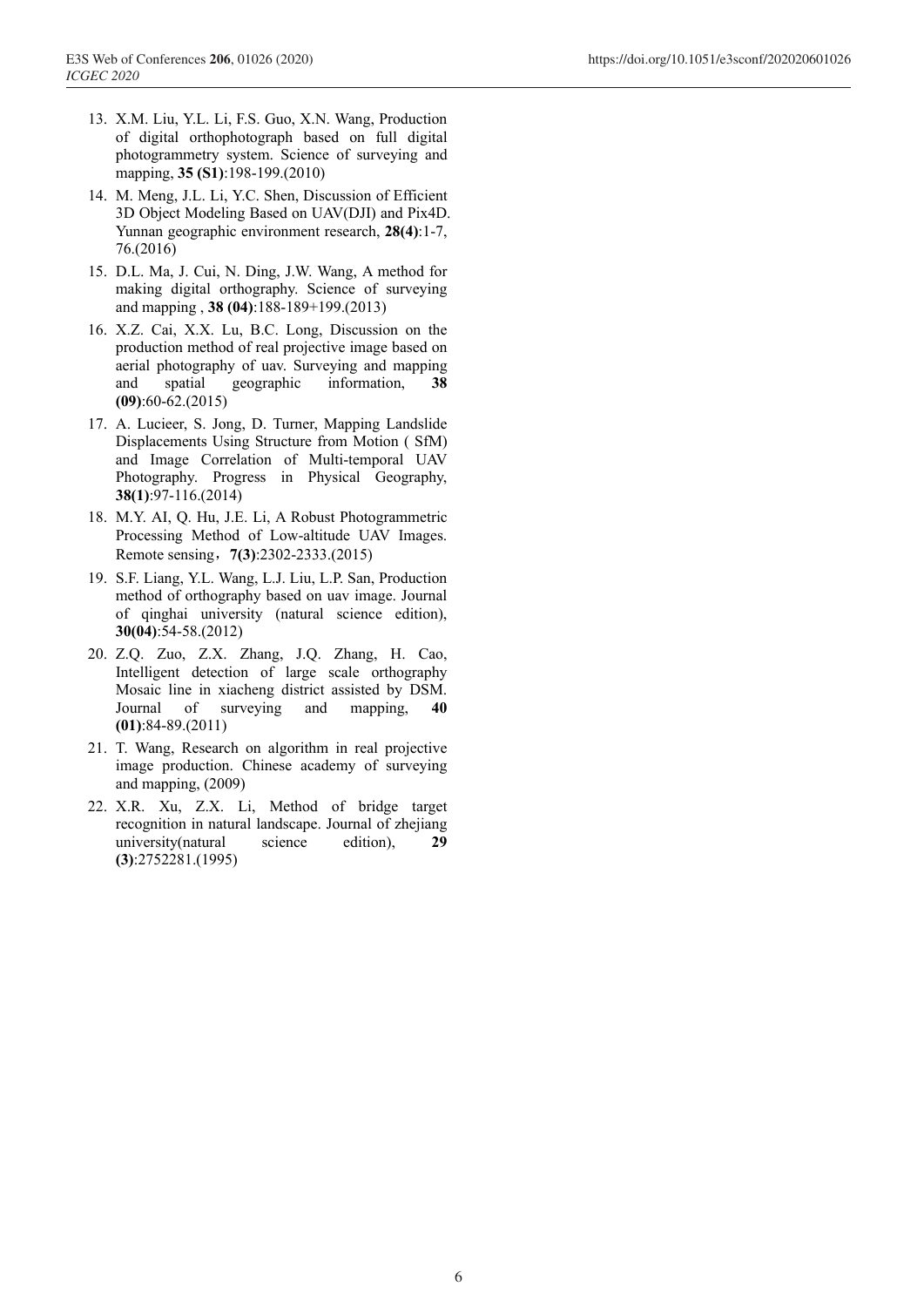13. X.M. Liu, Y.L. Li, F.S. Guo, X.N. Wang, Production of digital orthophotograph based on full digital photogrammetry system. Science of surveying and mapping, **35 (S1)**:198-199.(2010)
14. M. Meng, J.L. Li, Y.C. Shen, Discussion of Efficient 3D Object Modeling Based on UAV(DJI) and Pix4D. Yunnan geographic environment research, **28(4)**:1-7, 76.(2016)
15. D.L. Ma, J. Cui, N. Ding, J.W. Wang, A method for making digital orthography. Science of surveying and mapping , **38 (04)**:188-189+199.(2013)
16. X.Z. Cai, X.X. Lu, B.C. Long, Discussion on the production method of real projective image based on aerial photography of uav. Surveying and mapping and spatial geographic information, **38 (09)**:60-62.(2015)
17. A. Lucieer, S. Jong, D. Turner, Mapping Landslide Displacements Using Structure from Motion ( SfM) and Image Correlation of Multi-temporal UAV Photography. Progress in Physical Geography, **38(1)**:97-116.(2014)
18. M.Y. AI, Q. Hu, J.E. Li, A Robust Photogrammetric Processing Method of Low-altitude UAV Images. Remote sensing，**7(3)**:2302-2333.(2015)
19. S.F. Liang, Y.L. Wang, L.J. Liu, L.P. San, Production method of orthography based on uav image. Journal of qinghai university (natural science edition), **30(04)**:54-58.(2012)
20. Z.Q. Zuo, Z.X. Zhang, J.Q. Zhang, H. Cao, Intelligent detection of large scale orthography Mosaic line in xiacheng district assisted by DSM. Journal of surveying and mapping, **40 (01)**:84-89.(2011)
21. T. Wang, Research on algorithm in real projective image production. Chinese academy of surveying and mapping, (2009)
22. X.R. Xu, Z.X. Li, Method of bridge target recognition in natural landscape. Journal of zhejiang university(natural science edition), **29 (3)**:2752281.(1995)